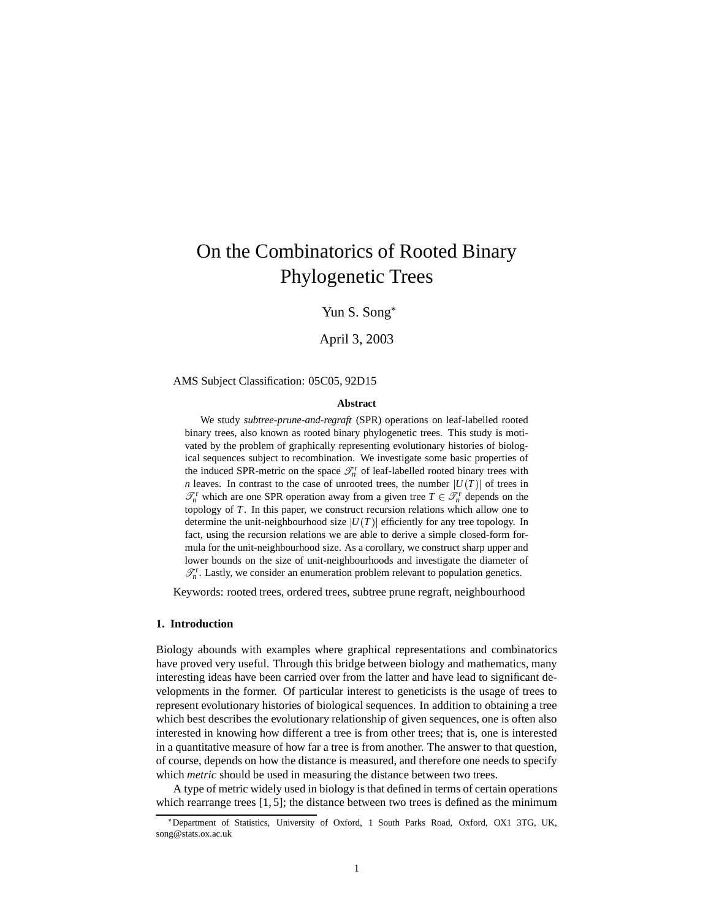# On the Combinatorics of Rooted Binary Phylogenetic Trees

Yun S. Song*

April 3, 2003

AMS Subject Classification: 05C05, 92D15

### Abstract

We study *subtree-prune-and-regraft* (SPR) operations on leaf-labelled rooted binary trees, also known as rooted binary phylogenetic trees. This study is motivated by the problem of graphically representing evolutionary histories of biological sequences subject to recombination. We investigate some basic properties of the induced SPR-metric on the space $\mathscr{T}_n^{\mathrm{r}}$ of leaf-labelled rooted binary trees with $n$ leaves. In contrast to the case of unrooted trees, the number $|U(T)|$ of trees in $\mathscr{T}_n^{\mathrm{r}}$ which are one SPR operation away from a given tree $T \in \mathscr{T}_n^{\mathrm{r}}$ depends on the topology of $T$. In this paper, we construct recursion relations which allow one to determine the unit-neighbourhood size $|U(T)|$ efficiently for any tree topology. In fact, using the recursion relations we are able to derive a simple closed-form formula for the unit-neighbourhood size. As a corollary, we construct sharp upper and lower bounds on the size of unit-neighbourhoods and investigate the diameter of $\mathscr{T}_n^{\mathrm{r}}$. Lastly, we consider an enumeration problem relevant to population genetics.

Keywords: rooted trees, ordered trees, subtree prune regraft, neighbourhood

## 1. Introduction

Biology abounds with examples where graphical representations and combinatorics have proved very useful. Through this bridge between biology and mathematics, many interesting ideas have been carried over from the latter and have lead to significant developments in the former. Of particular interest to geneticists is the usage of trees to represent evolutionary histories of biological sequences. In addition to obtaining a tree which best describes the evolutionary relationship of given sequences, one is often also interested in knowing how different a tree is from other trees; that is, one is interested in a quantitative measure of how far a tree is from another. The answer to that question, of course, depends on how the distance is measured, and therefore one needs to specify which *metric* should be used in measuring the distance between two trees.

A type of metric widely used in biology is that defined in terms of certain operations which rearrange trees [1, 5]; the distance between two trees is defined as the minimum

*Department of Statistics, University of Oxford, 1 South Parks Road, Oxford, OX1 3TG, UK, song@stats.ox.ac.uk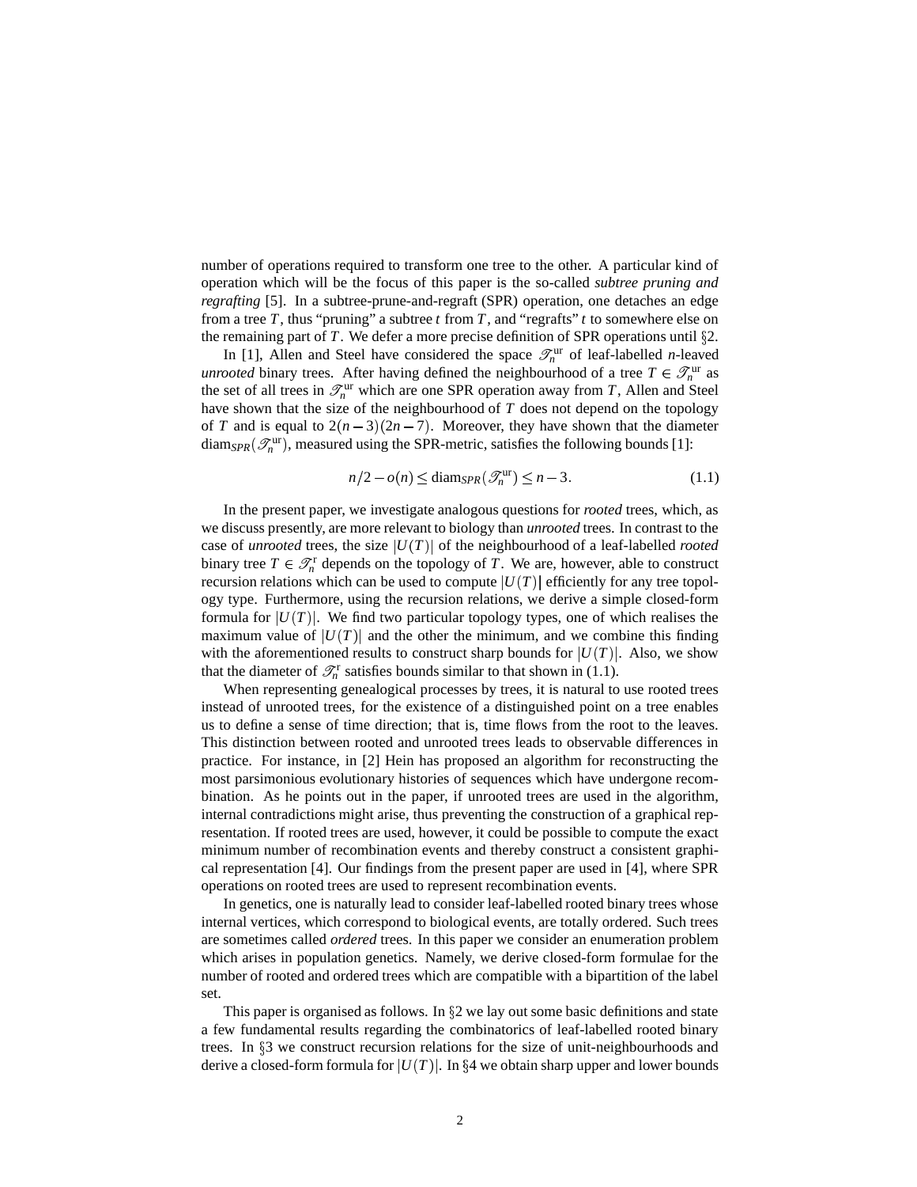number of operations required to transform one tree to the other. A particular kind of operation which will be the focus of this paper is the so-called *subtree pruning and regrafting* [5]. In a subtree-prune-and-regraft (SPR) operation, one detaches an edge from a tree $T$, thus "pruning" a subtree $t$ from $T$, and "regrafts" $t$ to somewhere else on the remaining part of $T$. We defer a more precise definition of SPR operations until §2.

In [1], Allen and Steel have considered the space $\mathscr{T}_n^{\mathrm{ur}}$ of leaf-labelled $n$-leaved *unrooted* binary trees. After having defined the neighbourhood of a tree $T \in \mathscr{T}_n^{\mathrm{ur}}$ as the set of all trees in $\mathscr{T}_n^{\mathrm{ur}}$ which are one SPR operation away from $T$, Allen and Steel have shown that the size of the neighbourhood of $T$ does not depend on the topology of $T$ and is equal to $2(n-3)(2n-7)$. Moreover, they have shown that the diameter $\mathrm{diam}_{SPR}(\mathscr{T}_n^{\mathrm{ur}})$, measured using the SPR-metric, satisfies the following bounds [1]:

$$n/2 - o(n) \leq \mathrm{diam}_{SPR}(\mathscr{T}_n^{\mathrm{ur}}) \leq n-3. \tag{1.1}$$

In the present paper, we investigate analogous questions for *rooted* trees, which, as we discuss presently, are more relevant to biology than *unrooted* trees. In contrast to the case of *unrooted* trees, the size $|U(T)|$ of the neighbourhood of a leaf-labelled *rooted* binary tree $T \in \mathscr{T}_n^{\mathrm{r}}$ depends on the topology of $T$. We are, however, able to construct recursion relations which can be used to compute $|U(T)|$ efficiently for any tree topology type. Furthermore, using the recursion relations, we derive a simple closed-form formula for $|U(T)|$. We find two particular topology types, one of which realises the maximum value of $|U(T)|$ and the other the minimum, and we combine this finding with the aforementioned results to construct sharp bounds for $|U(T)|$. Also, we show that the diameter of $\mathscr{T}_n^{\mathrm{r}}$ satisfies bounds similar to that shown in (1.1).

When representing genealogical processes by trees, it is natural to use rooted trees instead of unrooted trees, for the existence of a distinguished point on a tree enables us to define a sense of time direction; that is, time flows from the root to the leaves. This distinction between rooted and unrooted trees leads to observable differences in practice. For instance, in [2] Hein has proposed an algorithm for reconstructing the most parsimonious evolutionary histories of sequences which have undergone recombination. As he points out in the paper, if unrooted trees are used in the algorithm, internal contradictions might arise, thus preventing the construction of a graphical representation. If rooted trees are used, however, it could be possible to compute the exact minimum number of recombination events and thereby construct a consistent graphical representation [4]. Our findings from the present paper are used in [4], where SPR operations on rooted trees are used to represent recombination events.

In genetics, one is naturally lead to consider leaf-labelled rooted binary trees whose internal vertices, which correspond to biological events, are totally ordered. Such trees are sometimes called *ordered* trees. In this paper we consider an enumeration problem which arises in population genetics. Namely, we derive closed-form formulae for the number of rooted and ordered trees which are compatible with a bipartition of the label set.

This paper is organised as follows. In §2 we lay out some basic definitions and state a few fundamental results regarding the combinatorics of leaf-labelled rooted binary trees. In §3 we construct recursion relations for the size of unit-neighbourhoods and derive a closed-form formula for $|U(T)|$. In §4 we obtain sharp upper and lower bounds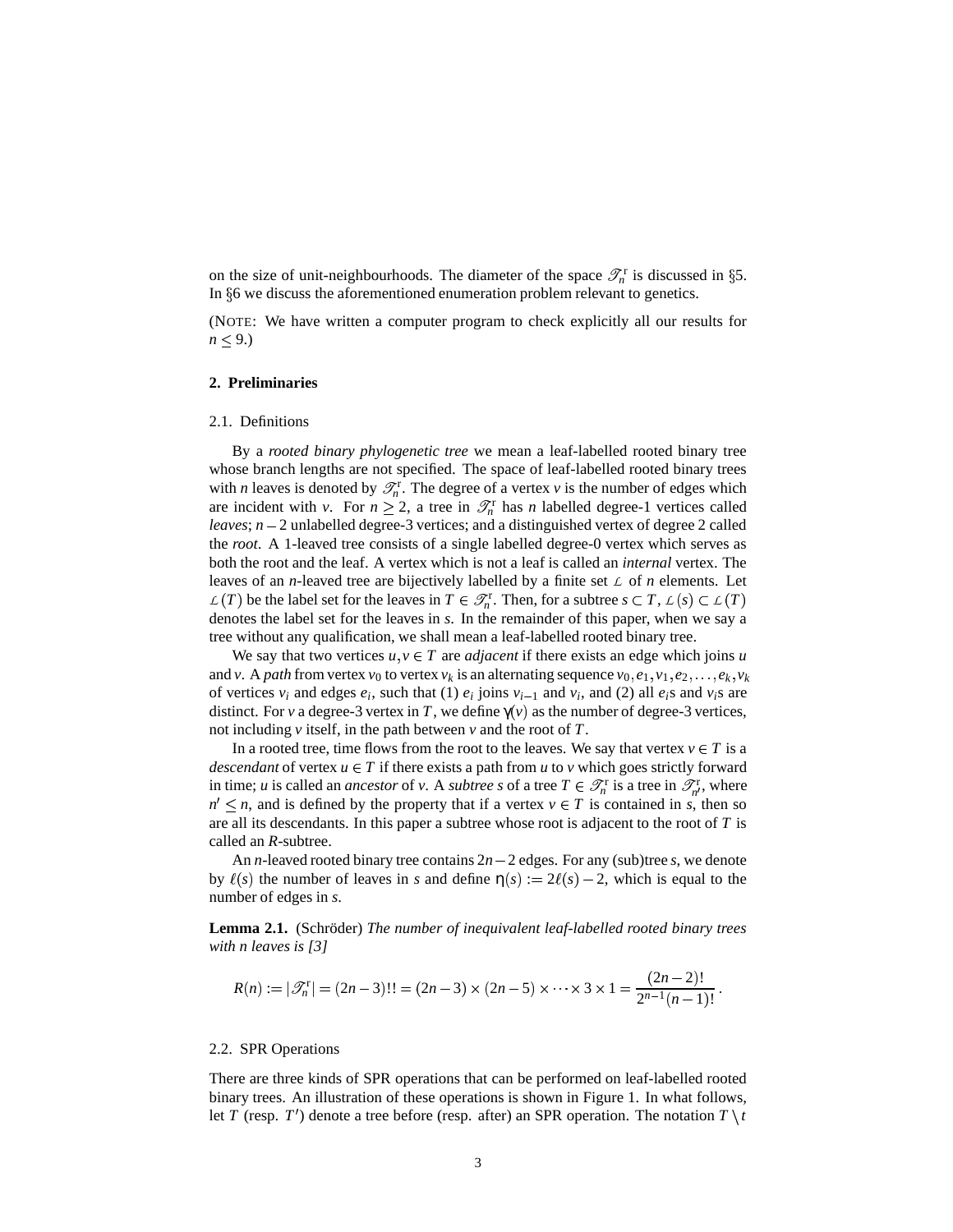on the size of unit-neighbourhoods. The diameter of the space $\mathscr{T}_n^{\mathrm{r}}$ is discussed in §5. In §6 we discuss the aforementioned enumeration problem relevant to genetics.

(NOTE: We have written a computer program to check explicitly all our results for $n \leq 9$.)

## 2. Preliminaries

### 2.1. Definitions

By a *rooted binary phylogenetic tree* we mean a leaf-labelled rooted binary tree whose branch lengths are not specified. The space of leaf-labelled rooted binary trees with $n$ leaves is denoted by $\mathscr{T}_n^{\mathrm{r}}$. The degree of a vertex $v$ is the number of edges which are incident with $v$. For $n \geq 2$, a tree in $\mathscr{T}_n^{\mathrm{r}}$ has $n$ labelled degree-1 vertices called *leaves*; $n-2$ unlabelled degree-3 vertices; and a distinguished vertex of degree 2 called the *root*. A 1-leaved tree consists of a single labelled degree-0 vertex which serves as both the root and the leaf. A vertex which is not a leaf is called an *internal* vertex. The leaves of an $n$-leaved tree are bijectively labelled by a finite set $\mathcal{L}$ of $n$ elements. Let $\mathcal{L}(T)$ be the label set for the leaves in $T \in \mathscr{T}_n^{\mathrm{r}}$. Then, for a subtree $s \subset T$, $\mathcal{L}(s) \subset \mathcal{L}(T)$ denotes the label set for the leaves in $s$. In the remainder of this paper, when we say a tree without any qualification, we shall mean a leaf-labelled rooted binary tree.

We say that two vertices $u, v \in T$ are *adjacent* if there exists an edge which joins $u$ and $v$. A *path* from vertex $v_0$ to vertex $v_k$ is an alternating sequence $v_0, e_1, v_1, e_2, \ldots, e_k, v_k$ of vertices $v_i$ and edges $e_i$, such that (1) $e_i$ joins $v_{i-1}$ and $v_i$, and (2) all $e_i$s and $v_i$s are distinct. For $v$ a degree-3 vertex in $T$, we define $\gamma(v)$ as the number of degree-3 vertices, not including $v$ itself, in the path between $v$ and the root of $T$.

In a rooted tree, time flows from the root to the leaves. We say that vertex $v \in T$ is a *descendant* of vertex $u \in T$ if there exists a path from $u$ to $v$ which goes strictly forward in time; $u$ is called an *ancestor* of $v$. A *subtree* $s$ of a tree $T \in \mathscr{T}_n^{\mathrm{r}}$ is a tree in $\mathscr{T}_{n'}^{\mathrm{r}}$, where $n' \leq n$, and is defined by the property that if a vertex $v \in T$ is contained in $s$, then so are all its descendants. In this paper a subtree whose root is adjacent to the root of $T$ is called an *R*-subtree.

An $n$-leaved rooted binary tree contains $2n-2$ edges. For any (sub)tree $s$, we denote by $\ell(s)$ the number of leaves in $s$ and define $\eta(s) := 2\ell(s) - 2$, which is equal to the number of edges in $s$.

**Lemma 2.1.** (Schröder) *The number of inequivalent leaf-labelled rooted binary trees with n leaves is [3]*

$$R(n) := |\mathscr{T}_n^{\mathrm{r}}| = (2n-3)!! = (2n-3) \times (2n-5) \times \cdots \times 3 \times 1 = \frac{(2n-2)!}{2^{n-1}(n-1)!}.$$

### 2.2. SPR Operations

There are three kinds of SPR operations that can be performed on leaf-labelled rooted binary trees. An illustration of these operations is shown in Figure 1. In what follows, let $T$ (resp. $T'$) denote a tree before (resp. after) an SPR operation. The notation $T \setminus t$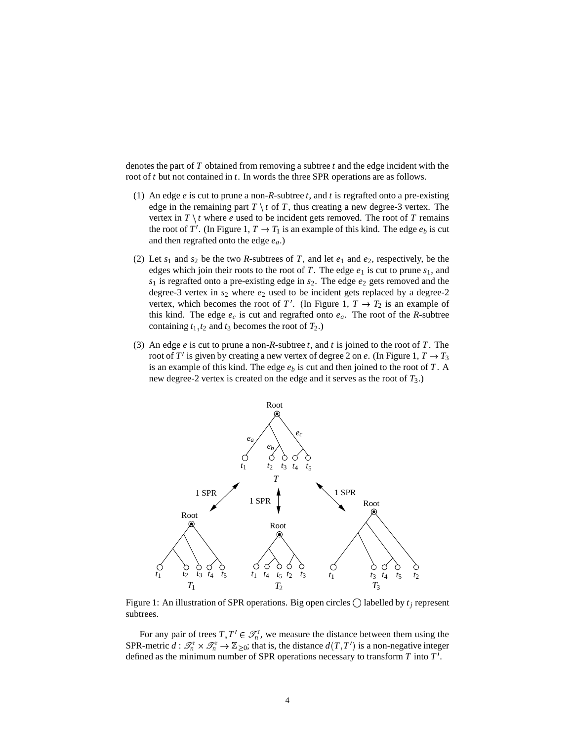denotes the part of $T$ obtained from removing a subtree $t$ and the edge incident with the root of $t$ but not contained in $t$. In words the three SPR operations are as follows.

(1) An edge $e$ is cut to prune a non-$R$-subtree $t$, and $t$ is regrafted onto a pre-existing edge in the remaining part $T \setminus t$ of $T$, thus creating a new degree-3 vertex. The vertex in $T \setminus t$ where $e$ used to be incident gets removed. The root of $T$ remains the root of $T'$. (In Figure 1, $T \to T_1$ is an example of this kind. The edge $e_b$ is cut and then regrafted onto the edge $e_a$.)

(2) Let $s_1$ and $s_2$ be the two $R$-subtrees of $T$, and let $e_1$ and $e_2$, respectively, be the edges which join their roots to the root of $T$. The edge $e_1$ is cut to prune $s_1$, and $s_1$ is regrafted onto a pre-existing edge in $s_2$. The edge $e_2$ gets removed and the degree-3 vertex in $s_2$ where $e_2$ used to be incident gets replaced by a degree-2 vertex, which becomes the root of $T'$. (In Figure 1, $T \to T_2$ is an example of this kind. The edge $e_c$ is cut and regrafted onto $e_a$. The root of the $R$-subtree containing $t_1, t_2$ and $t_3$ becomes the root of $T_2$.)

(3) An edge $e$ is cut to prune a non-$R$-subtree $t$, and $t$ is joined to the root of $T$. The root of $T'$ is given by creating a new vertex of degree 2 on $e$. (In Figure 1, $T \to T_3$ is an example of this kind. The edge $e_b$ is cut and then joined to the root of $T$. A new degree-2 vertex is created on the edge and it serves as the root of $T_3$.)

Figure 1: An illustration of SPR operations. Big open circles ◯ labelled by $t_j$ represent subtrees.

For any pair of trees $T, T' \in \mathscr{T}_n^{\mathrm{r}}$, we measure the distance between them using the SPR-metric $d : \mathscr{T}_n^{\mathrm{r}} \times \mathscr{T}_n^{\mathrm{r}} \to \mathbb{Z}_{\geq 0}$; that is, the distance $d(T, T')$ is a non-negative integer defined as the minimum number of SPR operations necessary to transform $T$ into $T'$.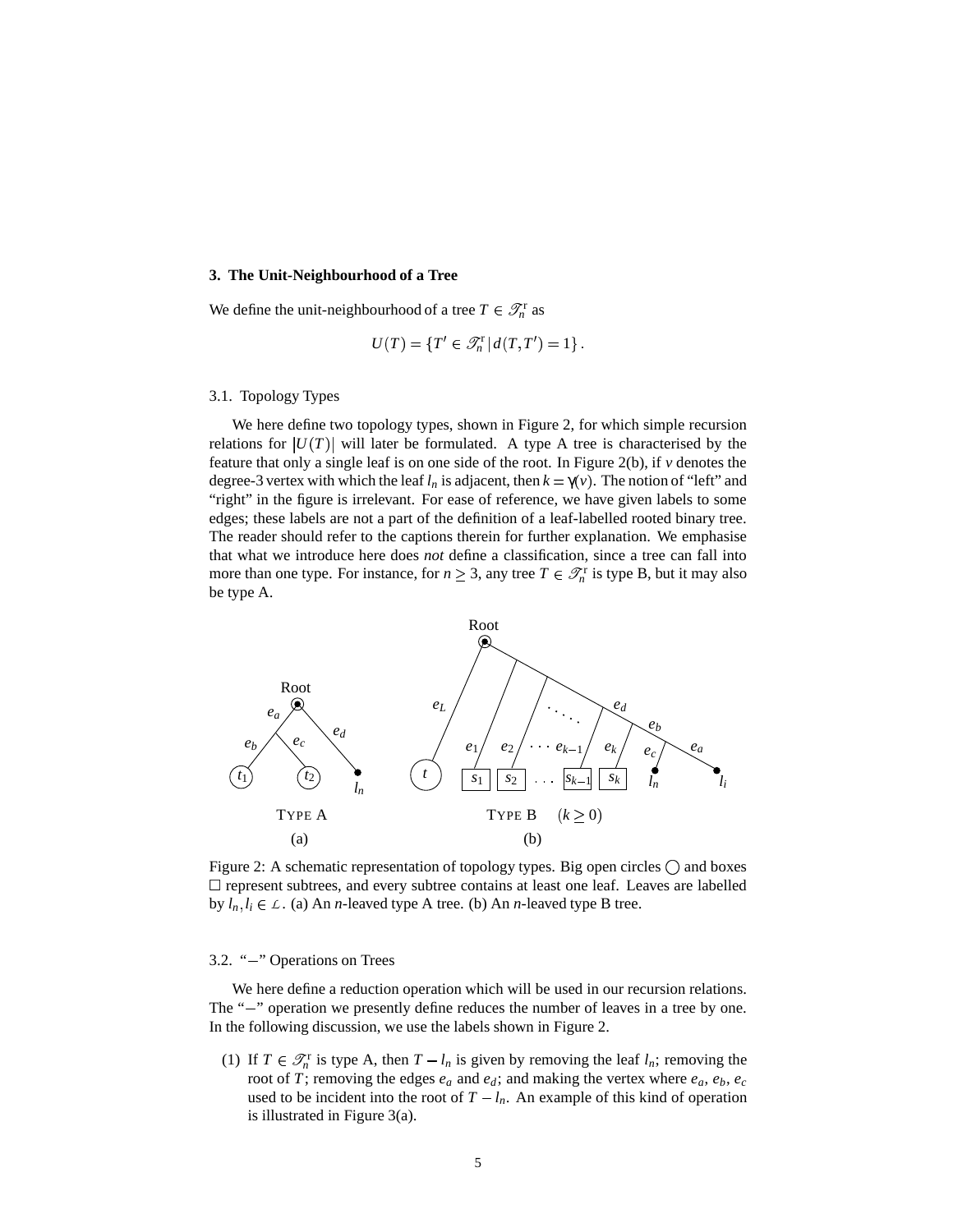## 3. The Unit-Neighbourhood of a Tree

We define the unit-neighbourhood of a tree $T \in \mathscr{T}_n^{\mathrm{r}}$ as

$$U(T) = \{T' \in \mathscr{T}_n^{\mathrm{r}} \,|\, d(T, T') = 1\}.$$

### 3.1. Topology Types

We here define two topology types, shown in Figure 2, for which simple recursion relations for $|U(T)|$ will later be formulated. A type A tree is characterised by the feature that only a single leaf is on one side of the root. In Figure 2(b), if $v$ denotes the degree-3 vertex with which the leaf $l_n$ is adjacent, then $k = \gamma(v)$. The notion of "left" and "right" in the figure is irrelevant. For ease of reference, we have given labels to some edges; these labels are not a part of the definition of a leaf-labelled rooted binary tree. The reader should refer to the captions therein for further explanation. We emphasise that what we introduce here does *not* define a classification, since a tree can fall into more than one type. For instance, for $n \geq 3$, any tree $T \in \mathscr{T}_n^{\mathrm{r}}$ is type B, but it may also be type A.

Figure 2: A schematic representation of topology types. Big open circles ◯ and boxes □ represent subtrees, and every subtree contains at least one leaf. Leaves are labelled by $l_n, l_i \in \mathcal{L}$. (a) An $n$-leaved type A tree. (b) An $n$-leaved type B tree.

### 3.2. "−" Operations on Trees

We here define a reduction operation which will be used in our recursion relations. The "−" operation we presently define reduces the number of leaves in a tree by one. In the following discussion, we use the labels shown in Figure 2.

(1) If $T \in \mathscr{T}_n^{\mathrm{r}}$ is type A, then $T - l_n$ is given by removing the leaf $l_n$; removing the root of $T$; removing the edges $e_a$ and $e_d$; and making the vertex where $e_a$, $e_b$, $e_c$ used to be incident into the root of $T - l_n$. An example of this kind of operation is illustrated in Figure 3(a).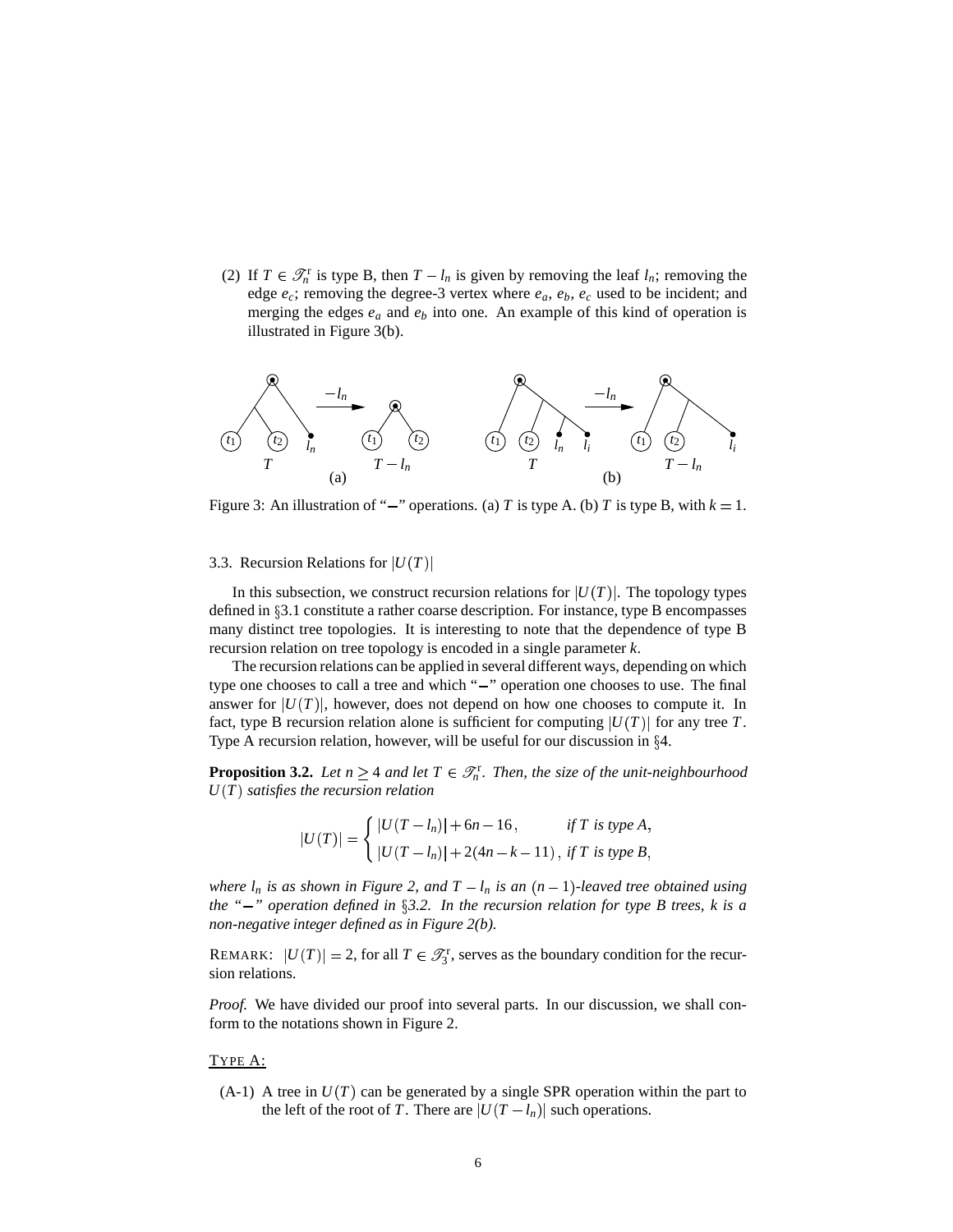(2) If $T \in \mathscr{T}_n^{\mathrm{r}}$ is type B, then $T - l_n$ is given by removing the leaf $l_n$; removing the edge $e_c$; removing the degree-3 vertex where $e_a$, $e_b$, $e_c$ used to be incident; and merging the edges $e_a$ and $e_b$ into one. An example of this kind of operation is illustrated in Figure 3(b).

Figure 3: An illustration of "$-$" operations. (a) $T$ is type A. (b) $T$ is type B, with $k = 1$.

3.3. Recursion Relations for $|U(T)|$

In this subsection, we construct recursion relations for $|U(T)|$. The topology types defined in §3.1 constitute a rather coarse description. For instance, type B encompasses many distinct tree topologies. It is interesting to note that the dependence of type B recursion relation on tree topology is encoded in a single parameter $k$.

The recursion relations can be applied in several different ways, depending on which type one chooses to call a tree and which "$-$" operation one chooses to use. The final answer for $|U(T)|$, however, does not depend on how one chooses to compute it. In fact, type B recursion relation alone is sufficient for computing $|U(T)|$ for any tree $T$. Type A recursion relation, however, will be useful for our discussion in §4.

**Proposition 3.2.** *Let $n \geq 4$ and let $T \in \mathscr{T}_n^{\mathrm{r}}$. Then, the size of the unit-neighbourhood $U(T)$ satisfies the recursion relation*

$$|U(T)| = \begin{cases} |U(T - l_n)| + 6n - 16\,, & \text{if } T \text{ is type A,} \\ |U(T - l_n)| + 2(4n - k - 11)\,, & \text{if } T \text{ is type B,} \end{cases}$$

*where $l_n$ is as shown in Figure 2, and $T - l_n$ is an $(n-1)$-leaved tree obtained using the "$-$" operation defined in §3.2. In the recursion relation for type B trees, $k$ is a non-negative integer defined as in Figure 2(b).*

REMARK: $|U(T)| = 2$, for all $T \in \mathscr{T}_3^{\mathrm{r}}$, serves as the boundary condition for the recursion relations.

*Proof.* We have divided our proof into several parts. In our discussion, we shall conform to the notations shown in Figure 2.

TYPE A:

(A-1) A tree in $U(T)$ can be generated by a single SPR operation within the part to the left of the root of $T$. There are $|U(T - l_n)|$ such operations.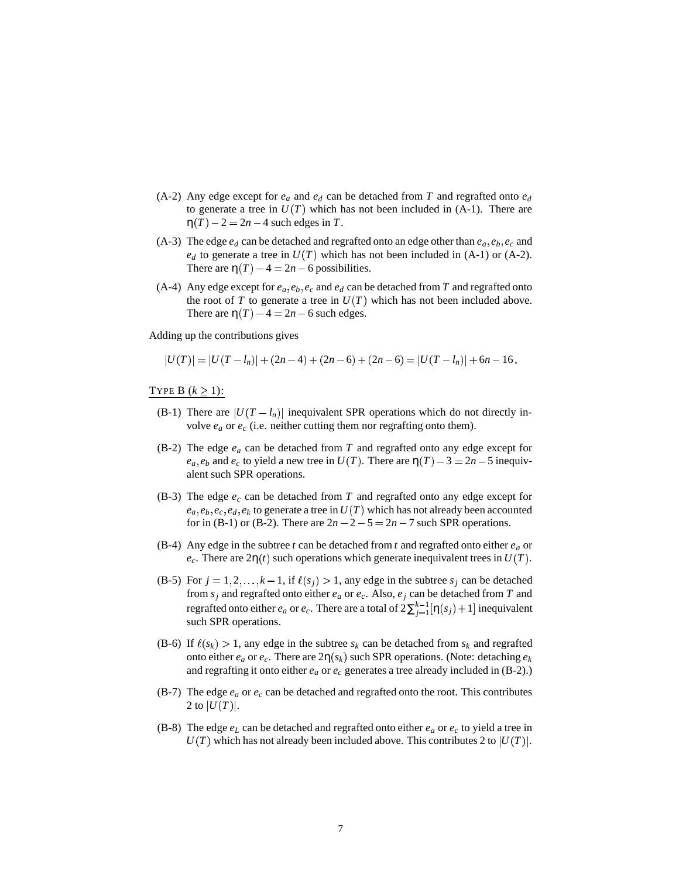(A-2) Any edge except for $e_a$ and $e_d$ can be detached from $T$ and regrafted onto $e_d$ to generate a tree in $U(T)$ which has not been included in (A-1). There are $\eta(T) - 2 = 2n - 4$ such edges in $T$.

(A-3) The edge $e_d$ can be detached and regrafted onto an edge other than $e_a, e_b, e_c$ and $e_d$ to generate a tree in $U(T)$ which has not been included in (A-1) or (A-2). There are $\eta(T) - 4 = 2n - 6$ possibilities.

(A-4) Any edge except for $e_a, e_b, e_c$ and $e_d$ can be detached from $T$ and regrafted onto the root of $T$ to generate a tree in $U(T)$ which has not been included above. There are $\eta(T) - 4 = 2n - 6$ such edges.

Adding up the contributions gives

$$|U(T)| = |U(T - l_n)| + (2n-4) + (2n-6) + (2n-6) = |U(T - l_n)| + 6n - 16.$$

<u>TYPE B ($k \geq 1$):</u>

(B-1) There are $|U(T - l_n)|$ inequivalent SPR operations which do not directly involve $e_a$ or $e_c$ (i.e. neither cutting them nor regrafting onto them).

(B-2) The edge $e_a$ can be detached from $T$ and regrafted onto any edge except for $e_a, e_b$ and $e_c$ to yield a new tree in $U(T)$. There are $\eta(T) - 3 = 2n - 5$ inequivalent such SPR operations.

(B-3) The edge $e_c$ can be detached from $T$ and regrafted onto any edge except for $e_a, e_b, e_c, e_d, e_k$ to generate a tree in $U(T)$ which has not already been accounted for in (B-1) or (B-2). There are $2n - 2 - 5 = 2n - 7$ such SPR operations.

(B-4) Any edge in the subtree $t$ can be detached from $t$ and regrafted onto either $e_a$ or $e_c$. There are $2\eta(t)$ such operations which generate inequivalent trees in $U(T)$.

(B-5) For $j = 1, 2, \ldots, k-1$, if $\ell(s_j) > 1$, any edge in the subtree $s_j$ can be detached from $s_j$ and regrafted onto either $e_a$ or $e_c$. Also, $e_j$ can be detached from $T$ and regrafted onto either $e_a$ or $e_c$. There are a total of $2\sum_{j=1}^{k-1}[\eta(s_j) + 1]$ inequivalent such SPR operations.

(B-6) If $\ell(s_k) > 1$, any edge in the subtree $s_k$ can be detached from $s_k$ and regrafted onto either $e_a$ or $e_c$. There are $2\eta(s_k)$ such SPR operations. (Note: detaching $e_k$ and regrafting it onto either $e_a$ or $e_c$ generates a tree already included in (B-2).)

(B-7) The edge $e_a$ or $e_c$ can be detached and regrafted onto the root. This contributes 2 to $|U(T)|$.

(B-8) The edge $e_L$ can be detached and regrafted onto either $e_a$ or $e_c$ to yield a tree in $U(T)$ which has not already been included above. This contributes 2 to $|U(T)|$.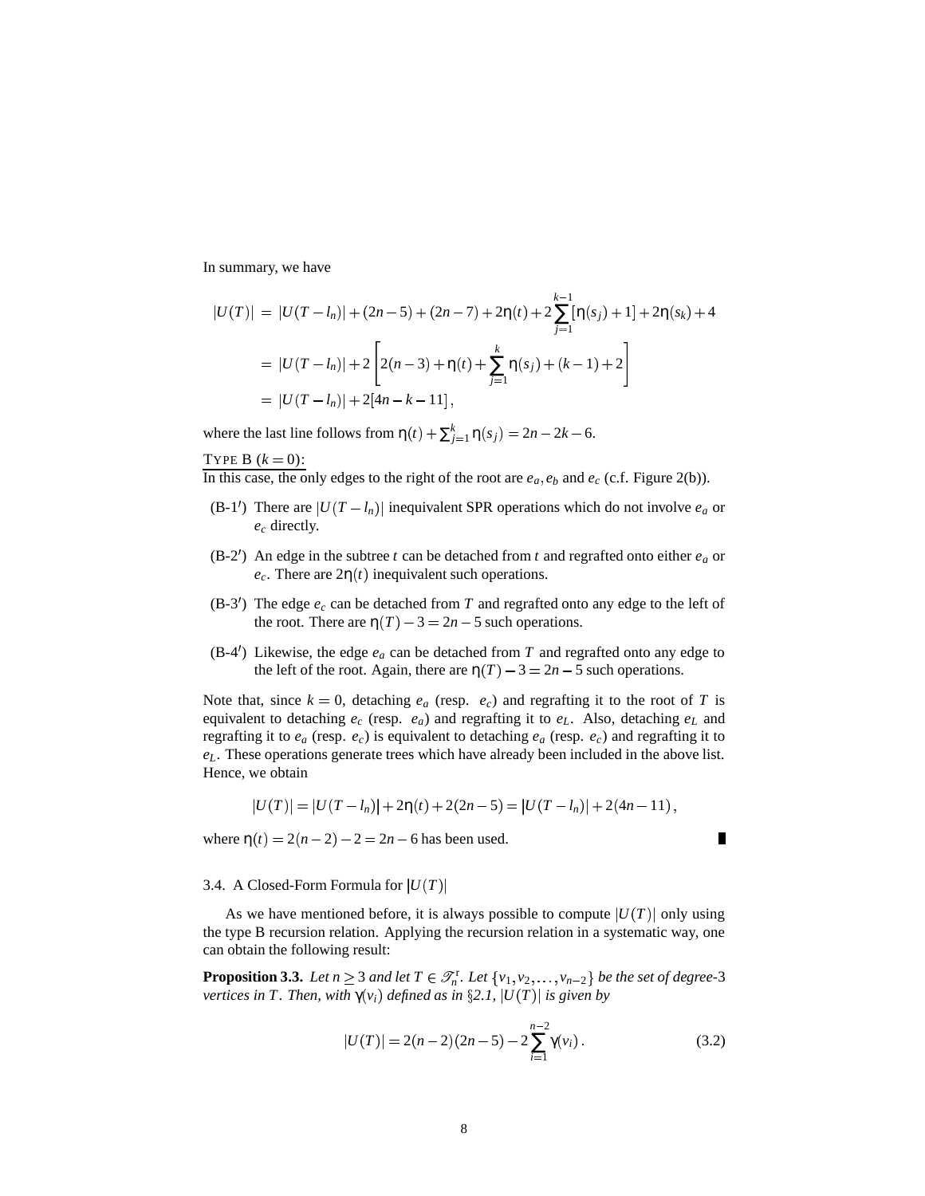In summary, we have

$$
\begin{aligned}
|U(T)| &= |U(T-l_n)| + (2n-5) + (2n-7) + 2\eta(t) + 2\sum_{j=1}^{k-1}[\eta(s_j)+1] + 2\eta(s_k) + 4 \\
&= |U(T-l_n)| + 2\left[2(n-3) + \eta(t) + \sum_{j=1}^{k}\eta(s_j) + (k-1) + 2\right] \\
&= |U(T-l_n)| + 2[4n-k-11]\,,
\end{aligned}
$$

where the last line follows from $\eta(t) + \sum_{j=1}^{k}\eta(s_j) = 2n-2k-6$.

<u>TYPE B ($k=0$):</u>
In this case, the only edges to the right of the root are $e_a, e_b$ and $e_c$ (c.f. Figure 2(b)).

- (B-1′) There are $|U(T-l_n)|$ inequivalent SPR operations which do not involve $e_a$ or $e_c$ directly.
- (B-2′) An edge in the subtree $t$ can be detached from $t$ and regrafted onto either $e_a$ or $e_c$. There are $2\eta(t)$ inequivalent such operations.
- (B-3′) The edge $e_c$ can be detached from $T$ and regrafted onto any edge to the left of the root. There are $\eta(T)-3 = 2n-5$ such operations.
- (B-4′) Likewise, the edge $e_a$ can be detached from $T$ and regrafted onto any edge to the left of the root. Again, there are $\eta(T)-3 = 2n-5$ such operations.

Note that, since $k=0$, detaching $e_a$ (resp. $e_c$) and regrafting it to the root of $T$ is equivalent to detaching $e_c$ (resp. $e_a$) and regrafting it to $e_L$. Also, detaching $e_L$ and regrafting it to $e_a$ (resp. $e_c$) is equivalent to detaching $e_a$ (resp. $e_c$) and regrafting it to $e_L$. These operations generate trees which have already been included in the above list. Hence, we obtain

$$
|U(T)| = |U(T-l_n)| + 2\eta(t) + 2(2n-5) = |U(T-l_n)| + 2(4n-11)\,,
$$

where $\eta(t) = 2(n-2)-2 = 2n-6$ has been used. ∎

### 3.4. A Closed-Form Formula for $|U(T)|$

As we have mentioned before, it is always possible to compute $|U(T)|$ only using the type B recursion relation. Applying the recursion relation in a systematic way, one can obtain the following result:

**Proposition 3.3.** *Let $n \geq 3$ and let $T \in \mathscr{T}_n^{\mathrm{r}}$. Let $\{v_1, v_2, \ldots, v_{n-2}\}$ be the set of degree-3 vertices in $T$. Then, with $\gamma(v_i)$ defined as in §2.1, $|U(T)|$ is given by*

$$
|U(T)| = 2(n-2)(2n-5) - 2\sum_{i=1}^{n-2}\gamma(v_i)\,. \tag{3.2}
$$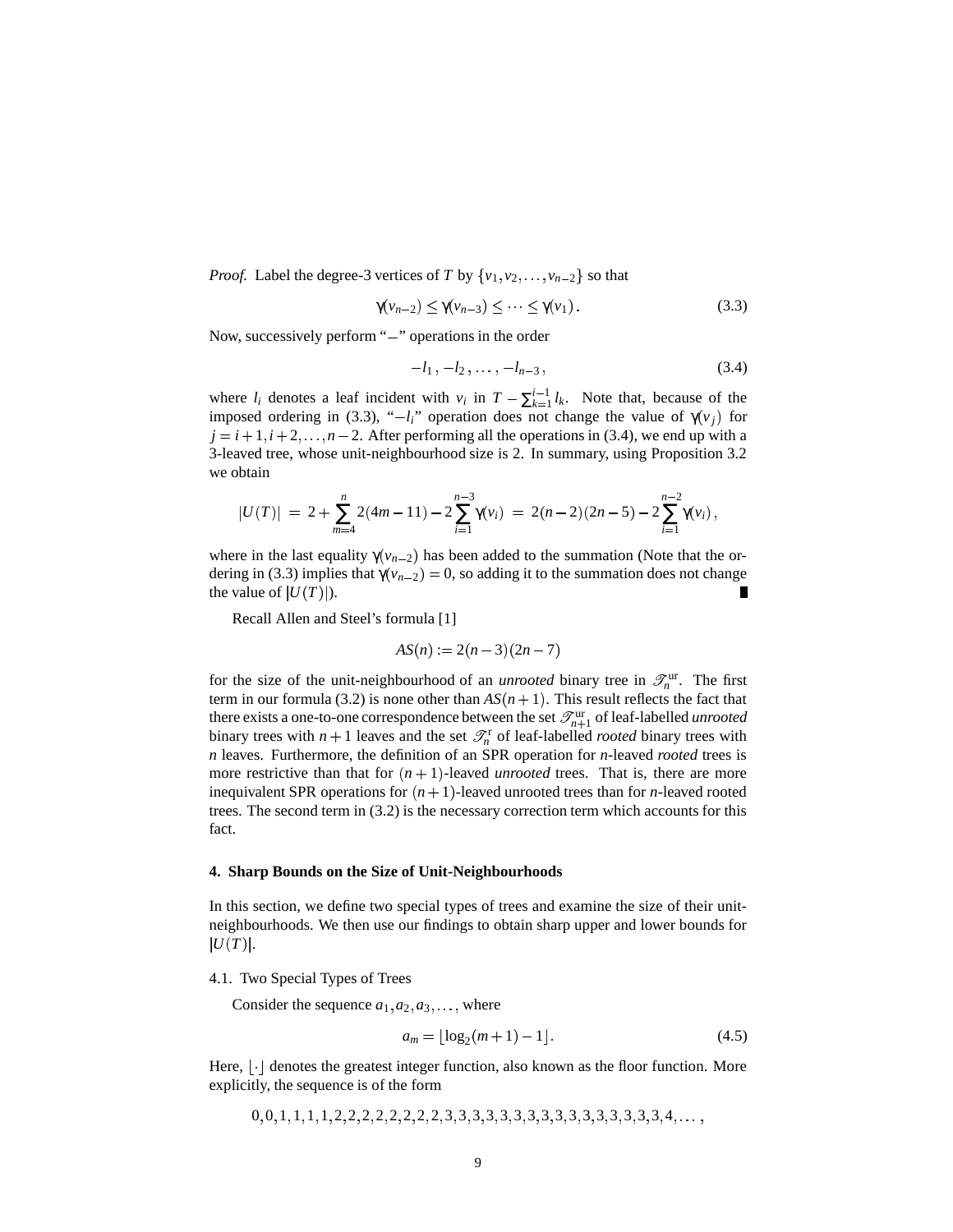*Proof.* Label the degree-3 vertices of $T$ by $\{v_1, v_2, \ldots, v_{n-2}\}$ so that

$$\gamma(v_{n-2}) \leq \gamma(v_{n-3}) \leq \cdots \leq \gamma(v_1). \tag{3.3}$$

Now, successively perform "$-$" operations in the order

$$-l_1, -l_2, \ldots, -l_{n-3}, \tag{3.4}$$

where $l_i$ denotes a leaf incident with $v_i$ in $T - \sum_{k=1}^{i-1} l_k$. Note that, because of the imposed ordering in (3.3), "$-l_i$" operation does not change the value of $\gamma(v_j)$ for $j = i+1, i+2, \ldots, n-2$. After performing all the operations in (3.4), we end up with a 3-leaved tree, whose unit-neighbourhood size is 2. In summary, using Proposition 3.2 we obtain

$$|U(T)| = 2 + \sum_{m=4}^{n} 2(4m-11) - 2\sum_{i=1}^{n-3} \gamma(v_i) = 2(n-2)(2n-5) - 2\sum_{i=1}^{n-2} \gamma(v_i),$$

where in the last equality $\gamma(v_{n-2})$ has been added to the summation (Note that the ordering in (3.3) implies that $\gamma(v_{n-2}) = 0$, so adding it to the summation does not change the value of $|U(T)|$). ∎

Recall Allen and Steel's formula [1]

$$AS(n) := 2(n-3)(2n-7)$$

for the size of the unit-neighbourhood of an *unrooted* binary tree in $\mathscr{T}_n^{\mathrm{ur}}$. The first term in our formula (3.2) is none other than $AS(n+1)$. This result reflects the fact that there exists a one-to-one correspondence between the set $\mathscr{T}_{n+1}^{\mathrm{ur}}$ of leaf-labelled *unrooted* binary trees with $n+1$ leaves and the set $\mathscr{T}_n^{\mathrm{r}}$ of leaf-labelled *rooted* binary trees with $n$ leaves. Furthermore, the definition of an SPR operation for $n$-leaved *rooted* trees is more restrictive than that for $(n+1)$-leaved *unrooted* trees. That is, there are more inequivalent SPR operations for $(n+1)$-leaved unrooted trees than for $n$-leaved rooted trees. The second term in (3.2) is the necessary correction term which accounts for this fact.

## 4. Sharp Bounds on the Size of Unit-Neighbourhoods

In this section, we define two special types of trees and examine the size of their unit-neighbourhoods. We then use our findings to obtain sharp upper and lower bounds for $|U(T)|$.

### 4.1. Two Special Types of Trees

Consider the sequence $a_1, a_2, a_3, \ldots$, where

$$a_m = \lfloor \log_2(m+1) - 1 \rfloor. \tag{4.5}$$

Here, $\lfloor \cdot \rfloor$ denotes the greatest integer function, also known as the floor function. More explicitly, the sequence is of the form

$$0,0,1,1,1,1,2,2,2,2,2,2,2,2,3,3,3,3,3,3,3,3,3,3,3,3,3,3,3,3,4,\ldots,$$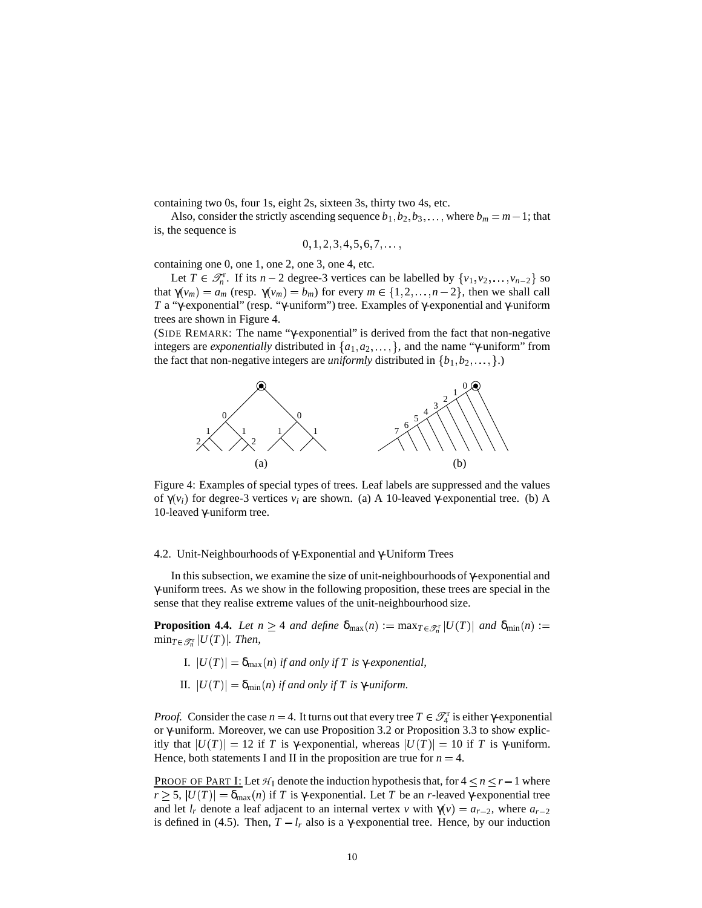containing two 0s, four 1s, eight 2s, sixteen 3s, thirty two 4s, etc.

Also, consider the strictly ascending sequence $b_1, b_2, b_3, \dots$, where $b_m = m-1$; that is, the sequence is

$$0, 1, 2, 3, 4, 5, 6, 7, \dots,$$

containing one 0, one 1, one 2, one 3, one 4, etc.

Let $T \in \mathscr{T}_n^{\mathrm{r}}$. If its $n-2$ degree-3 vertices can be labelled by $\{v_1, v_2, \dots, v_{n-2}\}$ so that $\gamma(v_m) = a_m$ (resp. $\gamma(v_m) = b_m$) for every $m \in \{1, 2, \dots, n-2\}$, then we shall call $T$ a "$\gamma$-exponential" (resp. "$\gamma$-uniform") tree. Examples of $\gamma$-exponential and $\gamma$-uniform trees are shown in Figure 4.

(SIDE REMARK: The name "$\gamma$-exponential" is derived from the fact that non-negative integers are *exponentially* distributed in $\{a_1, a_2, \dots, \}$, and the name "$\gamma$-uniform" from the fact that non-negative integers are *uniformly* distributed in $\{b_1, b_2, \dots, \}$.)

Figure 4: Examples of special types of trees. Leaf labels are suppressed and the values of $\gamma(v_i)$ for degree-3 vertices $v_i$ are shown. (a) A 10-leaved $\gamma$-exponential tree. (b) A 10-leaved $\gamma$-uniform tree.

### 4.2. Unit-Neighbourhoods of $\gamma$-Exponential and $\gamma$-Uniform Trees

In this subsection, we examine the size of unit-neighbourhoods of $\gamma$-exponential and $\gamma$-uniform trees. As we show in the following proposition, these trees are special in the sense that they realise extreme values of the unit-neighbourhood size.

**Proposition 4.4.** *Let $n \geq 4$ and define $\delta_{\max}(n) := \max_{T \in \mathscr{T}_n^{\mathrm{r}}} |U(T)|$ and $\delta_{\min}(n) := \min_{T \in \mathscr{T}_n^{\mathrm{r}}} |U(T)|$. Then,*

I. *$|U(T)| = \delta_{\max}(n)$ if and only if $T$ is $\gamma$-exponential,*

II. *$|U(T)| = \delta_{\min}(n)$ if and only if $T$ is $\gamma$-uniform.*

*Proof.* Consider the case $n = 4$. It turns out that every tree $T \in \mathscr{T}_4^{\mathrm{r}}$ is either $\gamma$-exponential or $\gamma$-uniform. Moreover, we can use Proposition 3.2 or Proposition 3.3 to show explicitly that $|U(T)| = 12$ if $T$ is $\gamma$-exponential, whereas $|U(T)| = 10$ if $T$ is $\gamma$-uniform. Hence, both statements I and II in the proposition are true for $n = 4$.

<u>PROOF OF PART I:</u> Let $\mathscr{H}_{\mathrm{I}}$ denote the induction hypothesis that, for $4 \leq n \leq r-1$ where $r \geq 5$, $|U(T)| = \delta_{\max}(n)$ if $T$ is $\gamma$-exponential. Let $T$ be an $r$-leaved $\gamma$-exponential tree and let $l_r$ denote a leaf adjacent to an internal vertex $v$ with $\gamma(v) = a_{r-2}$, where $a_{r-2}$ is defined in (4.5). Then, $T - l_r$ also is a $\gamma$-exponential tree. Hence, by our induction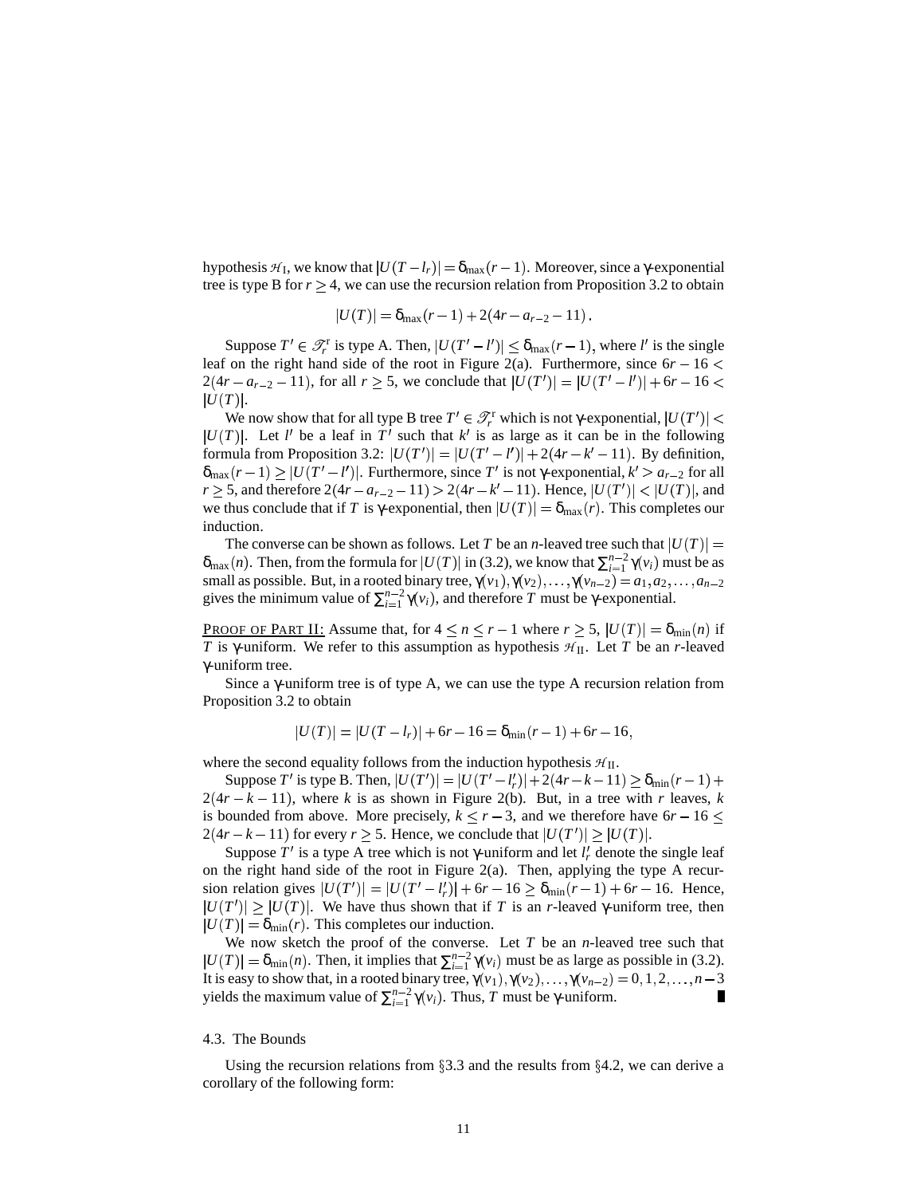hypothesis $\mathcal{H}_{\rm I}$, we know that $|U(T-l_r)| = \delta_{\max}(r-1)$. Moreover, since a $\gamma$-exponential tree is type B for $r \geq 4$, we can use the recursion relation from Proposition 3.2 to obtain

$$|U(T)| = \delta_{\max}(r-1) + 2(4r - a_{r-2} - 11)\,.$$

Suppose $T' \in \mathscr{T}_r^{\rm r}$ is type A. Then, $|U(T'-l')| \leq \delta_{\max}(r-1)$, where $l'$ is the single leaf on the right hand side of the root in Figure 2(a). Furthermore, since $6r - 16 < 2(4r - a_{r-2} - 11)$, for all $r \geq 5$, we conclude that $|U(T')| = |U(T'-l')| + 6r - 16 < |U(T)|$.

We now show that for all type B tree $T' \in \mathscr{T}_r^{\rm r}$ which is not $\gamma$-exponential, $|U(T')| < |U(T)|$. Let $l'$ be a leaf in $T'$ such that $k'$ is as large as it can be in the following formula from Proposition 3.2: $|U(T')| = |U(T'-l')| + 2(4r - k' - 11)$. By definition, $\delta_{\max}(r-1) \geq |U(T'-l')|$. Furthermore, since $T'$ is not $\gamma$-exponential, $k' > a_{r-2}$ for all $r \geq 5$, and therefore $2(4r - a_{r-2} - 11) > 2(4r - k' - 11)$. Hence, $|U(T')| < |U(T)|$, and we thus conclude that if $T$ is $\gamma$-exponential, then $|U(T)| = \delta_{\max}(r)$. This completes our induction.

The converse can be shown as follows. Let $T$ be an $n$-leaved tree such that $|U(T)| = \delta_{\max}(n)$. Then, from the formula for $|U(T)|$ in (3.2), we know that $\sum_{i=1}^{n-2} \gamma(v_i)$ must be as small as possible. But, in a rooted binary tree, $\gamma(v_1), \gamma(v_2), \ldots, \gamma(v_{n-2}) = a_1, a_2, \ldots, a_{n-2}$ gives the minimum value of $\sum_{i=1}^{n-2} \gamma(v_i)$, and therefore $T$ must be $\gamma$-exponential.

<u>PROOF OF PART II:</u> Assume that, for $4 \leq n \leq r-1$ where $r \geq 5$, $|U(T)| = \delta_{\min}(n)$ if $T$ is $\gamma$-uniform. We refer to this assumption as hypothesis $\mathcal{H}_{\rm II}$. Let $T$ be an $r$-leaved $\gamma$-uniform tree.

Since a $\gamma$-uniform tree is of type A, we can use the type A recursion relation from Proposition 3.2 to obtain

$$|U(T)| = |U(T-l_r)| + 6r - 16 = \delta_{\min}(r-1) + 6r - 16,$$

where the second equality follows from the induction hypothesis $\mathcal{H}_{\rm II}$.

Suppose $T'$ is type B. Then, $|U(T')| = |U(T'-l'_r)| + 2(4r-k-11) \geq \delta_{\min}(r-1) + 2(4r-k-11)$, where $k$ is as shown in Figure 2(b). But, in a tree with $r$ leaves, $k$ is bounded from above. More precisely, $k \leq r-3$, and we therefore have $6r - 16 \leq 2(4r-k-11)$ for every $r \geq 5$. Hence, we conclude that $|U(T')| \geq |U(T)|$.

Suppose $T'$ is a type A tree which is not $\gamma$-uniform and let $l'_r$ denote the single leaf on the right hand side of the root in Figure 2(a). Then, applying the type A recursion relation gives $|U(T')| = |U(T'-l'_r)| + 6r - 16 \geq \delta_{\min}(r-1) + 6r - 16$. Hence, $|U(T')| \geq |U(T)|$. We have thus shown that if $T$ is an $r$-leaved $\gamma$-uniform tree, then $|U(T)| = \delta_{\min}(r)$. This completes our induction.

We now sketch the proof of the converse. Let $T$ be an $n$-leaved tree such that $|U(T)| = \delta_{\min}(n)$. Then, it implies that $\sum_{i=1}^{n-2} \gamma(v_i)$ must be as large as possible in (3.2). It is easy to show that, in a rooted binary tree, $\gamma(v_1), \gamma(v_2), \ldots, \gamma(v_{n-2}) = 0, 1, 2, \ldots, n-3$ yields the maximum value of $\sum_{i=1}^{n-2} \gamma(v_i)$. Thus, $T$ must be $\gamma$-uniform. ∎

4.3. The Bounds

Using the recursion relations from §3.3 and the results from §4.2, we can derive a corollary of the following form: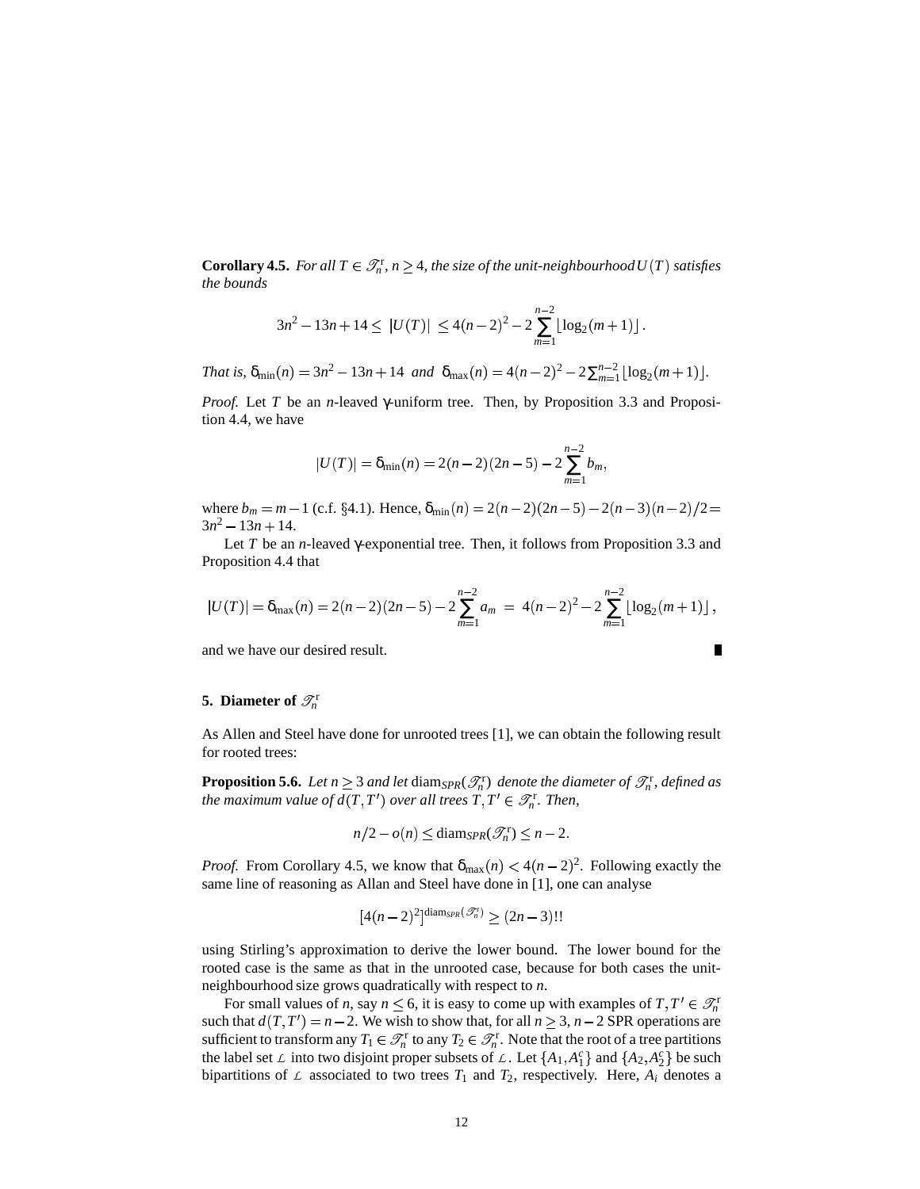**Corollary 4.5.** *For all $T \in \mathscr{T}_n^{\mathrm{r}}$, $n \geq 4$, the size of the unit-neighbourhood $U(T)$ satisfies the bounds*

$$3n^2 - 13n + 14 \leq |U(T)| \leq 4(n-2)^2 - 2\sum_{m=1}^{n-2} \lfloor \log_2(m+1) \rfloor .$$

*That is,* $\delta_{\min}(n) = 3n^2 - 13n + 14$ *and* $\delta_{\max}(n) = 4(n-2)^2 - 2\sum_{m=1}^{n-2} \lfloor \log_2(m+1) \rfloor$.

*Proof.* Let $T$ be an $n$-leaved $\gamma$-uniform tree. Then, by Proposition 3.3 and Proposition 4.4, we have

$$|U(T)| = \delta_{\min}(n) = 2(n-2)(2n-5) - 2\sum_{m=1}^{n-2} b_m,$$

where $b_m = m - 1$ (c.f. §4.1). Hence, $\delta_{\min}(n) = 2(n-2)(2n-5) - 2(n-3)(n-2)/2 = 3n^2 - 13n + 14$.

Let $T$ be an $n$-leaved $\gamma$-exponential tree. Then, it follows from Proposition 3.3 and Proposition 4.4 that

$$|U(T)| = \delta_{\max}(n) = 2(n-2)(2n-5) - 2\sum_{m=1}^{n-2} a_m \;=\; 4(n-2)^2 - 2\sum_{m=1}^{n-2} \lfloor \log_2(m+1) \rfloor ,$$

and we have our desired result. ∎

## 5. Diameter of $\mathscr{T}_n^{\mathrm{r}}$

As Allen and Steel have done for unrooted trees [1], we can obtain the following result for rooted trees:

**Proposition 5.6.** *Let $n \geq 3$ and let $\mathrm{diam}_{SPR}(\mathscr{T}_n^{\mathrm{r}})$ denote the diameter of $\mathscr{T}_n^{\mathrm{r}}$, defined as the maximum value of $d(T, T')$ over all trees $T, T' \in \mathscr{T}_n^{\mathrm{r}}$. Then,*

$$n/2 - o(n) \leq \mathrm{diam}_{SPR}(\mathscr{T}_n^{\mathrm{r}}) \leq n - 2.$$

*Proof.* From Corollary 4.5, we know that $\delta_{\max}(n) < 4(n-2)^2$. Following exactly the same line of reasoning as Allan and Steel have done in [1], one can analyse

$$\left[4(n-2)^2\right]^{\mathrm{diam}_{SPR}(\mathscr{T}_n^{\mathrm{r}})} \geq (2n-3)!!$$

using Stirling's approximation to derive the lower bound. The lower bound for the rooted case is the same as that in the unrooted case, because for both cases the unit-neighbourhood size grows quadratically with respect to $n$.

For small values of $n$, say $n \leq 6$, it is easy to come up with examples of $T, T' \in \mathscr{T}_n^{\mathrm{r}}$ such that $d(T, T') = n - 2$. We wish to show that, for all $n \geq 3$, $n - 2$ SPR operations are sufficient to transform any $T_1 \in \mathscr{T}_n^{\mathrm{r}}$ to any $T_2 \in \mathscr{T}_n^{\mathrm{r}}$. Note that the root of a tree partitions the label set $\mathcal{L}$ into two disjoint proper subsets of $\mathcal{L}$. Let $\{A_1, A_1^c\}$ and $\{A_2, A_2^c\}$ be such bipartitions of $\mathcal{L}$ associated to two trees $T_1$ and $T_2$, respectively. Here, $A_i$ denotes a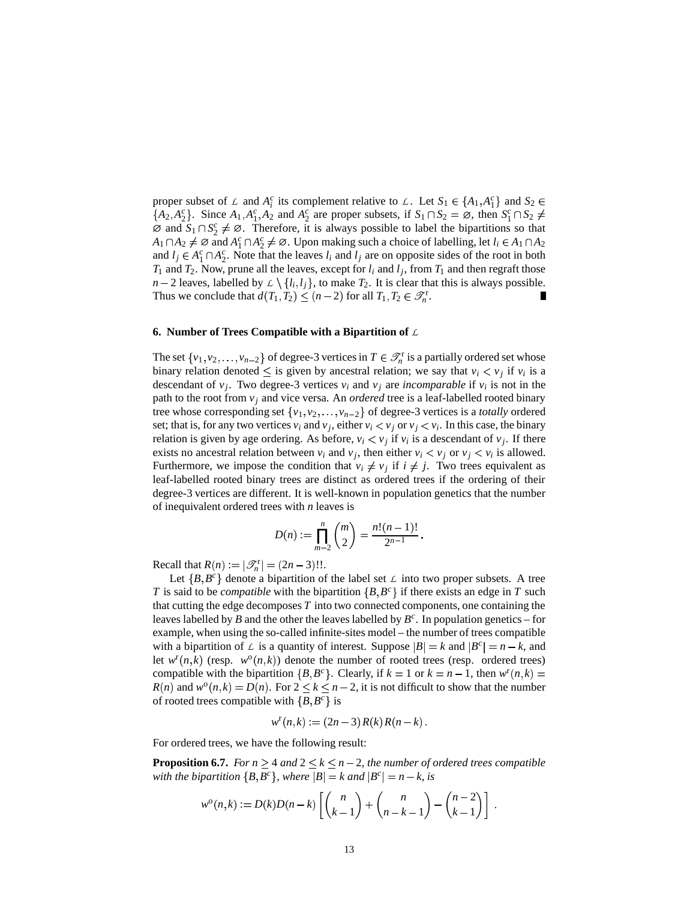proper subset of $\mathcal{L}$ and $A_i^c$ its complement relative to $\mathcal{L}$. Let $S_1 \in \{A_1, A_1^c\}$ and $S_2 \in \{A_2, A_2^c\}$. Since $A_1, A_1^c, A_2$ and $A_2^c$ are proper subsets, if $S_1 \cap S_2 = \varnothing$, then $S_1^c \cap S_2 \neq \varnothing$ and $S_1 \cap S_2^c \neq \varnothing$. Therefore, it is always possible to label the bipartitions so that $A_1 \cap A_2 \neq \varnothing$ and $A_1^c \cap A_2^c \neq \varnothing$. Upon making such a choice of labelling, let $l_i \in A_1 \cap A_2$ and $l_j \in A_1^c \cap A_2^c$. Note that the leaves $l_i$ and $l_j$ are on opposite sides of the root in both $T_1$ and $T_2$. Now, prune all the leaves, except for $l_i$ and $l_j$, from $T_1$ and then regraft those $n-2$ leaves, labelled by $\mathcal{L} \setminus \{l_i, l_j\}$, to make $T_2$. It is clear that this is always possible. Thus we conclude that $d(T_1, T_2) \leq (n-2)$ for all $T_1, T_2 \in \mathcal{T}_n^{\mathrm{r}}$. ∎

## 6. Number of Trees Compatible with a Bipartition of $\mathcal{L}$

The set $\{v_1, v_2, \ldots, v_{n-2}\}$ of degree-3 vertices in $T \in \mathcal{T}_n^{\mathrm{r}}$ is a partially ordered set whose binary relation denoted $\leq$ is given by ancestral relation; we say that $v_i < v_j$ if $v_i$ is a descendant of $v_j$. Two degree-3 vertices $v_i$ and $v_j$ are *incomparable* if $v_i$ is not in the path to the root from $v_j$ and vice versa. An *ordered* tree is a leaf-labelled rooted binary tree whose corresponding set $\{v_1, v_2, \ldots, v_{n-2}\}$ of degree-3 vertices is a *totally* ordered set; that is, for any two vertices $v_i$ and $v_j$, either $v_i < v_j$ or $v_j < v_i$. In this case, the binary relation is given by age ordering. As before, $v_i < v_j$ if $v_i$ is a descendant of $v_j$. If there exists no ancestral relation between $v_i$ and $v_j$, then either $v_i < v_j$ or $v_j < v_i$ is allowed. Furthermore, we impose the condition that $v_i \neq v_j$ if $i \neq j$. Two trees equivalent as leaf-labelled rooted binary trees are distinct as ordered trees if the ordering of their degree-3 vertices are different. It is well-known in population genetics that the number of inequivalent ordered trees with $n$ leaves is

$$D(n) := \prod_{m=2}^{n} \binom{m}{2} = \frac{n!(n-1)!}{2^{n-1}}.$$

Recall that $R(n) := |\mathcal{T}_n^{\mathrm{r}}| = (2n-3)!!$.

Let $\{B, B^c\}$ denote a bipartition of the label set $\mathcal{L}$ into two proper subsets. A tree $T$ is said to be *compatible* with the bipartition $\{B, B^c\}$ if there exists an edge in $T$ such that cutting the edge decomposes $T$ into two connected components, one containing the leaves labelled by $B$ and the other the leaves labelled by $B^c$. In population genetics – for example, when using the so-called infinite-sites model – the number of trees compatible with a bipartition of $\mathcal{L}$ is a quantity of interest. Suppose $|B| = k$ and $|B^c| = n-k$, and let $w^{\mathrm{r}}(n,k)$ (resp. $w^{\mathrm{o}}(n,k)$) denote the number of rooted trees (resp. ordered trees) compatible with the bipartition $\{B, B^c\}$. Clearly, if $k = 1$ or $k = n-1$, then $w^{\mathrm{r}}(n,k) = R(n)$ and $w^{\mathrm{o}}(n,k) = D(n)$. For $2 \leq k \leq n-2$, it is not difficult to show that the number of rooted trees compatible with $\{B, B^c\}$ is

$$w^{\mathrm{r}}(n,k) := (2n-3)\, R(k)\, R(n-k)\,.$$

For ordered trees, we have the following result:

**Proposition 6.7.** *For $n \geq 4$ and $2 \leq k \leq n-2$, the number of ordered trees compatible with the bipartition $\{B, B^c\}$, where $|B| = k$ and $|B^c| = n-k$, is*

$$w^{\mathrm{o}}(n,k) := D(k) D(n-k) \left[ \binom{n}{k-1} + \binom{n}{n-k-1} - \binom{n-2}{k-1} \right].$$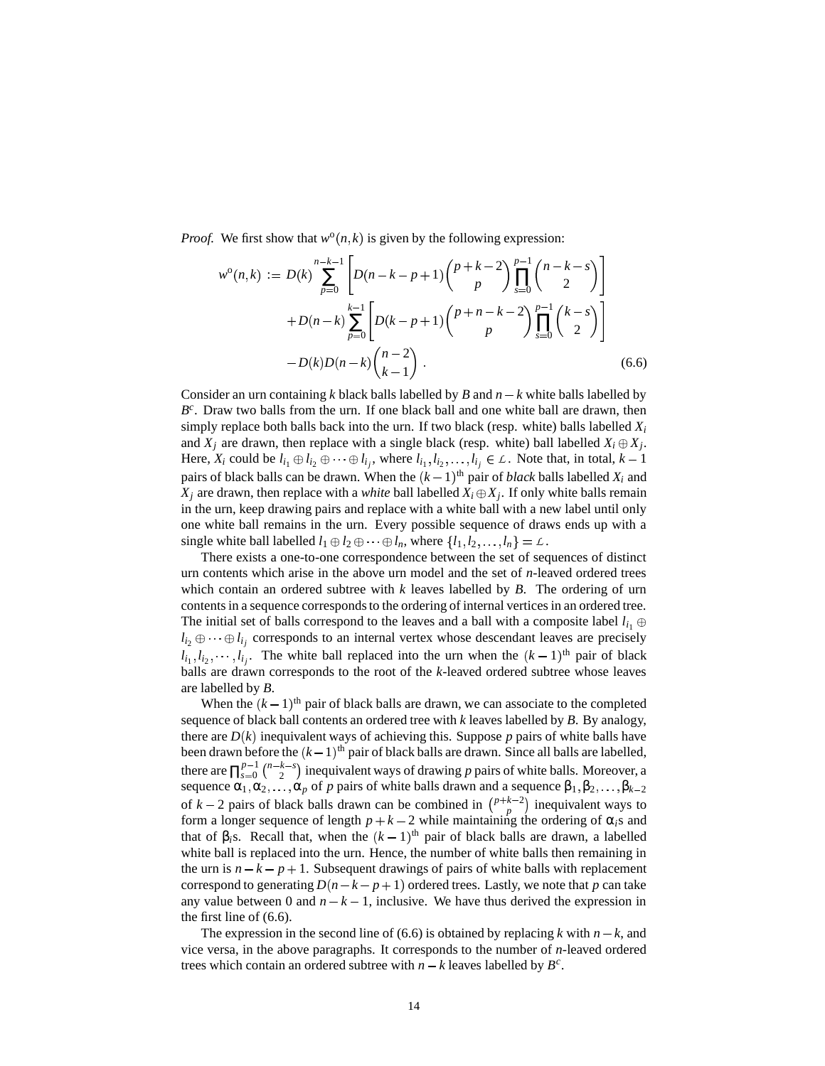*Proof.* We first show that $w^o(n,k)$ is given by the following expression:

$$
\begin{aligned}
w^o(n,k) := D(k) \sum_{p=0}^{n-k-1} & \left[ D(n-k-p+1) \binom{p+k-2}{p} \prod_{s=0}^{p-1} \binom{n-k-s}{2} \right] \\
& + D(n-k) \sum_{p=0}^{k-1} \left[ D(k-p+1) \binom{p+n-k-2}{p} \prod_{s=0}^{p-1} \binom{k-s}{2} \right] \\
& - D(k) D(n-k) \binom{n-2}{k-1} . \qquad (6.6)
\end{aligned}
$$

Consider an urn containing $k$ black balls labelled by $B$ and $n-k$ white balls labelled by $B^c$. Draw two balls from the urn. If one black ball and one white ball are drawn, then simply replace both balls back into the urn. If two black (resp. white) balls labelled $X_i$ and $X_j$ are drawn, then replace with a single black (resp. white) ball labelled $X_i \oplus X_j$. Here, $X_i$ could be $l_{i_1} \oplus l_{i_2} \oplus \cdots \oplus l_{i_j}$, where $l_{i_1}, l_{i_2}, \ldots, l_{i_j} \in \mathcal{L}$. Note that, in total, $k-1$ pairs of black balls can be drawn. When the $(k-1)^{\text{th}}$ pair of *black* balls labelled $X_i$ and $X_j$ are drawn, then replace with a *white* ball labelled $X_i \oplus X_j$. If only white balls remain in the urn, keep drawing pairs and replace with a white ball with a new label until only one white ball remains in the urn. Every possible sequence of draws ends up with a single white ball labelled $l_1 \oplus l_2 \oplus \cdots \oplus l_n$, where $\{l_1, l_2, \ldots, l_n\} = \mathcal{L}$.

There exists a one-to-one correspondence between the set of sequences of distinct urn contents which arise in the above urn model and the set of $n$-leaved ordered trees which contain an ordered subtree with $k$ leaves labelled by $B$. The ordering of urn contents in a sequence corresponds to the ordering of internal vertices in an ordered tree. The initial set of balls correspond to the leaves and a ball with a composite label $l_{i_1} \oplus l_{i_2} \oplus \cdots \oplus l_{i_j}$ corresponds to an internal vertex whose descendant leaves are precisely $l_{i_1}, l_{i_2}, \cdots, l_{i_j}$. The white ball replaced into the urn when the $(k-1)^{\text{th}}$ pair of black balls are drawn corresponds to the root of the $k$-leaved ordered subtree whose leaves are labelled by $B$.

When the $(k-1)^{\text{th}}$ pair of black balls are drawn, we can associate to the completed sequence of black ball contents an ordered tree with $k$ leaves labelled by $B$. By analogy, there are $D(k)$ inequivalent ways of achieving this. Suppose $p$ pairs of white balls have been drawn before the $(k-1)^{\text{th}}$ pair of black balls are drawn. Since all balls are labelled, there are $\prod_{s=0}^{p-1} \binom{n-k-s}{2}$ inequivalent ways of drawing $p$ pairs of white balls. Moreover, a sequence $\alpha_1, \alpha_2, \ldots, \alpha_p$ of $p$ pairs of white balls drawn and a sequence $\beta_1, \beta_2, \ldots, \beta_{k-2}$ of $k-2$ pairs of black balls drawn can be combined in $\binom{p+k-2}{p}$ inequivalent ways to form a longer sequence of length $p+k-2$ while maintaining the ordering of $\alpha_i$s and that of $\beta_i$s. Recall that, when the $(k-1)^{\text{th}}$ pair of black balls are drawn, a labelled white ball is replaced into the urn. Hence, the number of white balls then remaining in the urn is $n-k-p+1$. Subsequent drawings of pairs of white balls with replacement correspond to generating $D(n-k-p+1)$ ordered trees. Lastly, we note that $p$ can take any value between 0 and $n-k-1$, inclusive. We have thus derived the expression in the first line of (6.6).

The expression in the second line of (6.6) is obtained by replacing $k$ with $n-k$, and vice versa, in the above paragraphs. It corresponds to the number of $n$-leaved ordered trees which contain an ordered subtree with $n-k$ leaves labelled by $B^c$.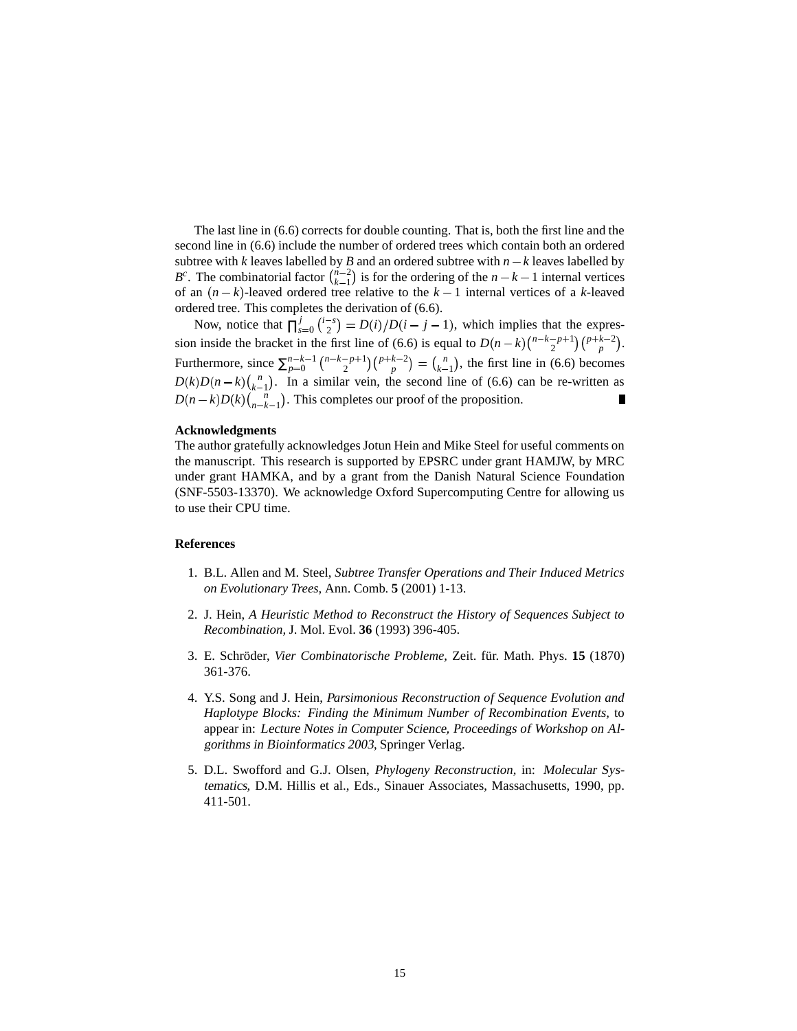The last line in (6.6) corrects for double counting. That is, both the first line and the second line in (6.6) include the number of ordered trees which contain both an ordered subtree with $k$ leaves labelled by $B$ and an ordered subtree with $n-k$ leaves labelled by $B^c$. The combinatorial factor $\binom{n-2}{k-1}$ is for the ordering of the $n-k-1$ internal vertices of an $(n-k)$-leaved ordered tree relative to the $k-1$ internal vertices of a $k$-leaved ordered tree. This completes the derivation of (6.6).

Now, notice that $\prod_{s=0}^{j}\binom{i-s}{2} = D(i)/D(i-j-1)$, which implies that the expression inside the bracket in the first line of (6.6) is equal to $D(n-k)\binom{n-k-p+1}{2}\binom{p+k-2}{p}$. Furthermore, since $\sum_{p=0}^{n-k-1}\binom{n-k-p+1}{2}\binom{p+k-2}{p} = \binom{n}{k-1}$, the first line in (6.6) becomes $D(k)D(n-k)\binom{n}{k-1}$. In a similar vein, the second line of (6.6) can be re-written as $D(n-k)D(k)\binom{n}{n-k-1}$. This completes our proof of the proposition. ∎

**Acknowledgments**

The author gratefully acknowledges Jotun Hein and Mike Steel for useful comments on the manuscript. This research is supported by EPSRC under grant HAMJW, by MRC under grant HAMKA, and by a grant from the Danish Natural Science Foundation (SNF-5503-13370). We acknowledge Oxford Supercomputing Centre for allowing us to use their CPU time.

**References**

1. B.L. Allen and M. Steel, *Subtree Transfer Operations and Their Induced Metrics on Evolutionary Trees,* Ann. Comb. **5** (2001) 1-13.

2. J. Hein, *A Heuristic Method to Reconstruct the History of Sequences Subject to Recombination,* J. Mol. Evol. **36** (1993) 396-405.

3. E. Schröder, *Vier Combinatorische Probleme,* Zeit. für. Math. Phys. **15** (1870) 361-376.

4. Y.S. Song and J. Hein, *Parsimonious Reconstruction of Sequence Evolution and Haplotype Blocks: Finding the Minimum Number of Recombination Events,* to appear in: *Lecture Notes in Computer Science, Proceedings of Workshop on Algorithms in Bioinformatics 2003*, Springer Verlag.

5. D.L. Swofford and G.J. Olsen, *Phylogeny Reconstruction,* in: *Molecular Systematics*, D.M. Hillis et al., Eds., Sinauer Associates, Massachusetts, 1990, pp. 411-501.